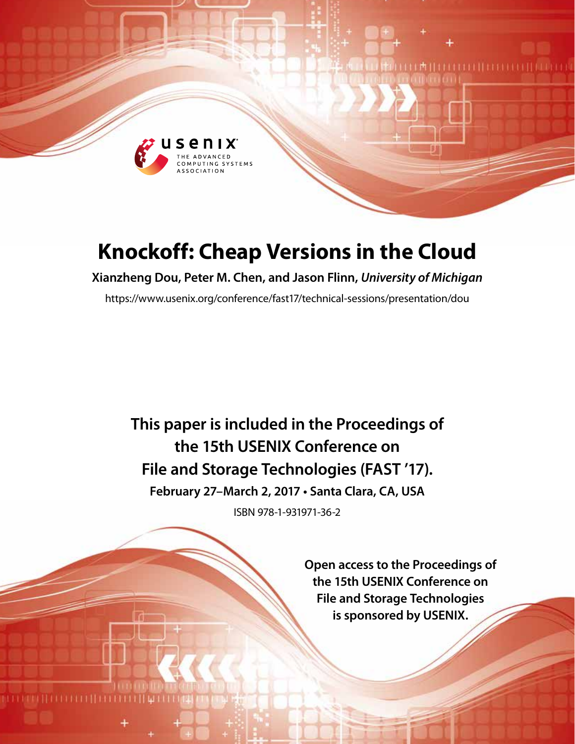# Knockoff: Cheap Versions in the Cloud

**Xianzheng Dou, Peter M. Chen, and Jason Flinn,** ***University of Michigan***

https://www.usenix.org/conference/fast17/technical-sessions/presentation/dou

**This paper is included in the Proceedings of the 15th USENIX Conference on File and Storage Technologies (FAST '17).**

**February 27–March 2, 2017 • Santa Clara, CA, USA**

ISBN 978-1-931971-36-2

**Open access to the Proceedings of the 15th USENIX Conference on File and Storage Technologies is sponsored by USENIX.**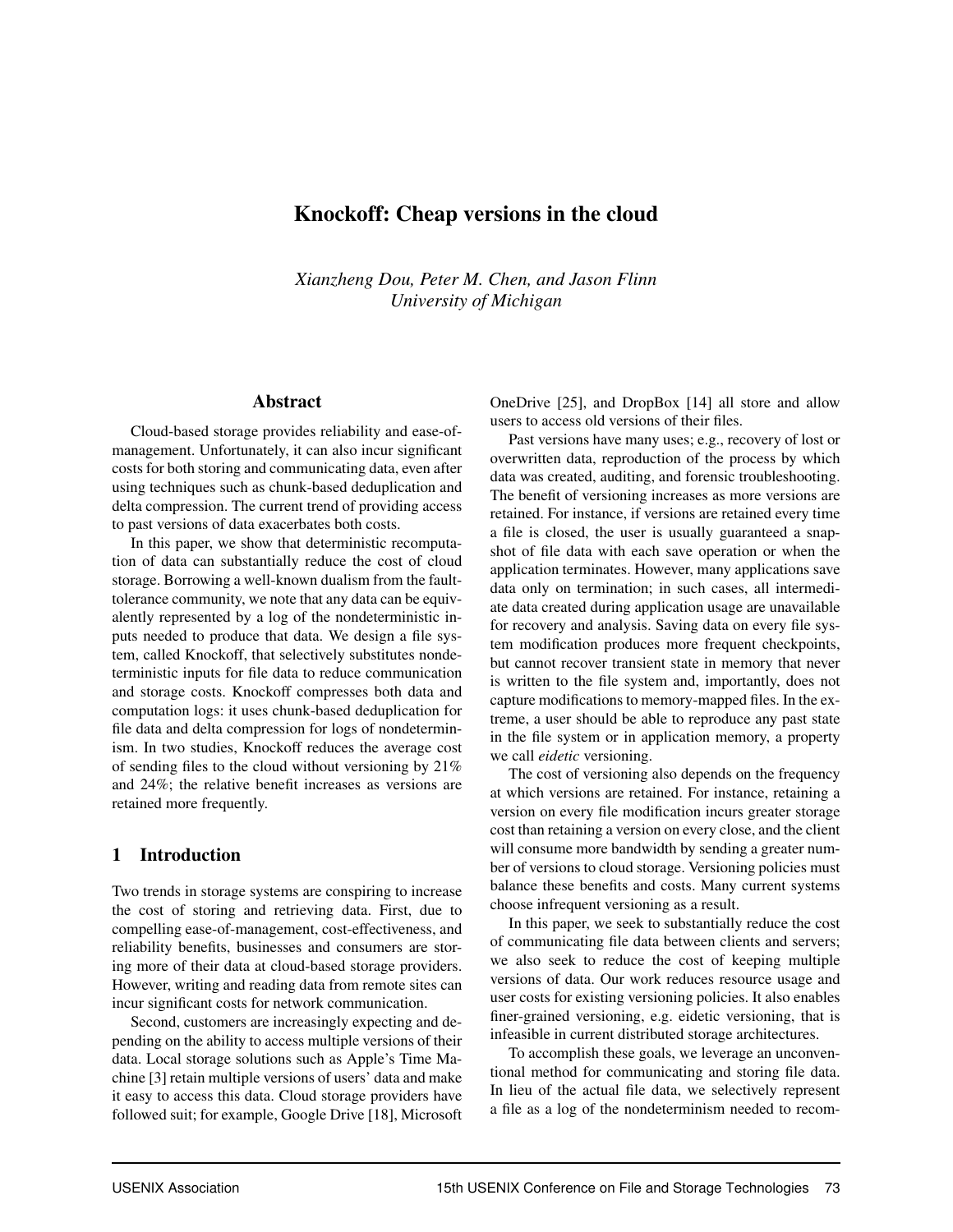# Knockoff: Cheap versions in the cloud

*Xianzheng Dou, Peter M. Chen, and Jason Flinn*
*University of Michigan*

## Abstract

Cloud-based storage provides reliability and ease-of-management. Unfortunately, it can also incur significant costs for both storing and communicating data, even after using techniques such as chunk-based deduplication and delta compression. The current trend of providing access to past versions of data exacerbates both costs.

In this paper, we show that deterministic recomputation of data can substantially reduce the cost of cloud storage. Borrowing a well-known dualism from the fault-tolerance community, we note that any data can be equivalently represented by a log of the nondeterministic inputs needed to produce that data. We design a file system, called Knockoff, that selectively substitutes nondeterministic inputs for file data to reduce communication and storage costs. Knockoff compresses both data and computation logs: it uses chunk-based deduplication for file data and delta compression for logs of nondeterminism. In two studies, Knockoff reduces the average cost of sending files to the cloud without versioning by 21% and 24%; the relative benefit increases as versions are retained more frequently.

## 1 Introduction

Two trends in storage systems are conspiring to increase the cost of storing and retrieving data. First, due to compelling ease-of-management, cost-effectiveness, and reliability benefits, businesses and consumers are storing more of their data at cloud-based storage providers. However, writing and reading data from remote sites can incur significant costs for network communication.

Second, customers are increasingly expecting and depending on the ability to access multiple versions of their data. Local storage solutions such as Apple's Time Machine [3] retain multiple versions of users' data and make it easy to access this data. Cloud storage providers have followed suit; for example, Google Drive [18], Microsoft OneDrive [25], and DropBox [14] all store and allow users to access old versions of their files.

Past versions have many uses; e.g., recovery of lost or overwritten data, reproduction of the process by which data was created, auditing, and forensic troubleshooting. The benefit of versioning increases as more versions are retained. For instance, if versions are retained every time a file is closed, the user is usually guaranteed a snapshot of file data with each save operation or when the application terminates. However, many applications save data only on termination; in such cases, all intermediate data created during application usage are unavailable for recovery and analysis. Saving data on every file system modification produces more frequent checkpoints, but cannot recover transient state in memory that never is written to the file system and, importantly, does not capture modifications to memory-mapped files. In the extreme, a user should be able to reproduce any past state in the file system or in application memory, a property we call *eidetic* versioning.

The cost of versioning also depends on the frequency at which versions are retained. For instance, retaining a version on every file modification incurs greater storage cost than retaining a version on every close, and the client will consume more bandwidth by sending a greater number of versions to cloud storage. Versioning policies must balance these benefits and costs. Many current systems choose infrequent versioning as a result.

In this paper, we seek to substantially reduce the cost of communicating file data between clients and servers; we also seek to reduce the cost of keeping multiple versions of data. Our work reduces resource usage and user costs for existing versioning policies. It also enables finer-grained versioning, e.g. eidetic versioning, that is infeasible in current distributed storage architectures.

To accomplish these goals, we leverage an unconventional method for communicating and storing file data. In lieu of the actual file data, we selectively represent a file as a log of the nondeterminism needed to recom-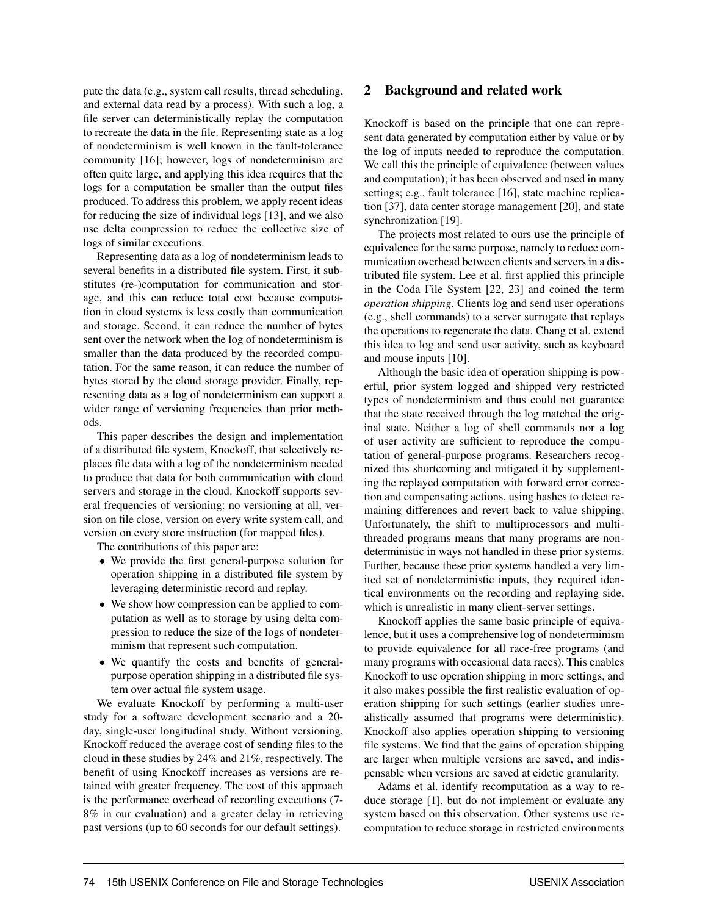pute the data (e.g., system call results, thread scheduling, and external data read by a process). With such a log, a file server can deterministically replay the computation to recreate the data in the file. Representing state as a log of nondeterminism is well known in the fault-tolerance community [16]; however, logs of nondeterminism are often quite large, and applying this idea requires that the logs for a computation be smaller than the output files produced. To address this problem, we apply recent ideas for reducing the size of individual logs [13], and we also use delta compression to reduce the collective size of logs of similar executions.

Representing data as a log of nondeterminism leads to several benefits in a distributed file system. First, it substitutes (re-)computation for communication and storage, and this can reduce total cost because computation in cloud systems is less costly than communication and storage. Second, it can reduce the number of bytes sent over the network when the log of nondeterminism is smaller than the data produced by the recorded computation. For the same reason, it can reduce the number of bytes stored by the cloud storage provider. Finally, representing data as a log of nondeterminism can support a wider range of versioning frequencies than prior methods.

This paper describes the design and implementation of a distributed file system, Knockoff, that selectively replaces file data with a log of the nondeterminism needed to produce that data for both communication with cloud servers and storage in the cloud. Knockoff supports several frequencies of versioning: no versioning at all, version on file close, version on every write system call, and version on every store instruction (for mapped files).

The contributions of this paper are:

- We provide the first general-purpose solution for operation shipping in a distributed file system by leveraging deterministic record and replay.
- We show how compression can be applied to computation as well as to storage by using delta compression to reduce the size of the logs of nondeterminism that represent such computation.
- We quantify the costs and benefits of general-purpose operation shipping in a distributed file system over actual file system usage.

We evaluate Knockoff by performing a multi-user study for a software development scenario and a 20-day, single-user longitudinal study. Without versioning, Knockoff reduced the average cost of sending files to the cloud in these studies by 24% and 21%, respectively. The benefit of using Knockoff increases as versions are retained with greater frequency. The cost of this approach is the performance overhead of recording executions (7-8% in our evaluation) and a greater delay in retrieving past versions (up to 60 seconds for our default settings).

## 2 Background and related work

Knockoff is based on the principle that one can represent data generated by computation either by value or by the log of inputs needed to reproduce the computation. We call this the principle of equivalence (between values and computation); it has been observed and used in many settings; e.g., fault tolerance [16], state machine replication [37], data center storage management [20], and state synchronization [19].

The projects most related to ours use the principle of equivalence for the same purpose, namely to reduce communication overhead between clients and servers in a distributed file system. Lee et al. first applied this principle in the Coda File System [22, 23] and coined the term *operation shipping*. Clients log and send user operations (e.g., shell commands) to a server surrogate that replays the operations to regenerate the data. Chang et al. extend this idea to log and send user activity, such as keyboard and mouse inputs [10].

Although the basic idea of operation shipping is powerful, prior system logged and shipped very restricted types of nondeterminism and thus could not guarantee that the state received through the log matched the original state. Neither a log of shell commands nor a log of user activity are sufficient to reproduce the computation of general-purpose programs. Researchers recognized this shortcoming and mitigated it by supplementing the replayed computation with forward error correction and compensating actions, using hashes to detect remaining differences and revert back to value shipping. Unfortunately, the shift to multiprocessors and multithreaded programs means that many programs are nondeterministic in ways not handled in these prior systems. Further, because these prior systems handled a very limited set of nondeterministic inputs, they required identical environments on the recording and replaying side, which is unrealistic in many client-server settings.

Knockoff applies the same basic principle of equivalence, but it uses a comprehensive log of nondeterminism to provide equivalence for all race-free programs (and many programs with occasional data races). This enables Knockoff to use operation shipping in more settings, and it also makes possible the first realistic evaluation of operation shipping for such settings (earlier studies unrealistically assumed that programs were deterministic). Knockoff also applies operation shipping to versioning file systems. We find that the gains of operation shipping are larger when multiple versions are saved, and indispensable when versions are saved at eidetic granularity.

Adams et al. identify recomputation as a way to reduce storage [1], but do not implement or evaluate any system based on this observation. Other systems use recomputation to reduce storage in restricted environments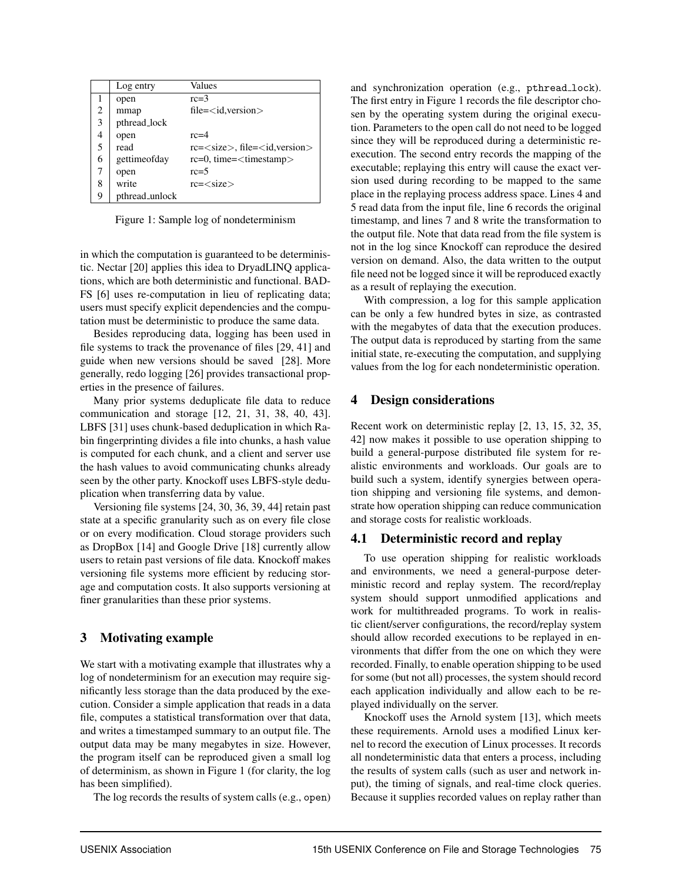|   | Log entry | Values |
|---|---|---|
| 1 | open | rc=3 |
| 2 | mmap | file=<id,version> |
| 3 | pthread_lock | |
| 4 | open | rc=4 |
| 5 | read | rc=<size>, file=<id,version> |
| 6 | gettimeofday | rc=0, time=<timestamp> |
| 7 | open | rc=5 |
| 8 | write | rc=<size> |
| 9 | pthread_unlock | |

Figure 1: Sample log of nondeterminism

in which the computation is guaranteed to be deterministic. Nectar [20] applies this idea to DryadLINQ applications, which are both deterministic and functional. BAD-FS [6] uses re-computation in lieu of replicating data; users must specify explicit dependencies and the computation must be deterministic to produce the same data.

Besides reproducing data, logging has been used in file systems to track the provenance of files [29, 41] and guide when new versions should be saved [28]. More generally, redo logging [26] provides transactional properties in the presence of failures.

Many prior systems deduplicate file data to reduce communication and storage [12, 21, 31, 38, 40, 43]. LBFS [31] uses chunk-based deduplication in which Rabin fingerprinting divides a file into chunks, a hash value is computed for each chunk, and a client and server use the hash values to avoid communicating chunks already seen by the other party. Knockoff uses LBFS-style deduplication when transferring data by value.

Versioning file systems [24, 30, 36, 39, 44] retain past state at a specific granularity such as on every file close or on every modification. Cloud storage providers such as DropBox [14] and Google Drive [18] currently allow users to retain past versions of file data. Knockoff makes versioning file systems more efficient by reducing storage and computation costs. It also supports versioning at finer granularities than these prior systems.

## 3 Motivating example

We start with a motivating example that illustrates why a log of nondeterminism for an execution may require significantly less storage than the data produced by the execution. Consider a simple application that reads in a data file, computes a statistical transformation over that data, and writes a timestamped summary to an output file. The output data may be many megabytes in size. However, the program itself can be reproduced given a small log of determinism, as shown in Figure 1 (for clarity, the log has been simplified).

The log records the results of system calls (e.g., `open`) and synchronization operation (e.g., `pthread_lock`). The first entry in Figure 1 records the file descriptor chosen by the operating system during the original execution. Parameters to the open call do not need to be logged since they will be reproduced during a deterministic re-execution. The second entry records the mapping of the executable; replaying this entry will cause the exact version used during recording to be mapped to the same place in the replaying process address space. Lines 4 and 5 read data from the input file, line 6 records the original timestamp, and lines 7 and 8 write the transformation to the output file. Note that data read from the file system is not in the log since Knockoff can reproduce the desired version on demand. Also, the data written to the output file need not be logged since it will be reproduced exactly as a result of replaying the execution.

With compression, a log for this sample application can be only a few hundred bytes in size, as contrasted with the megabytes of data that the execution produces. The output data is reproduced by starting from the same initial state, re-executing the computation, and supplying values from the log for each nondeterministic operation.

## 4 Design considerations

Recent work on deterministic replay [2, 13, 15, 32, 35, 42] now makes it possible to use operation shipping to build a general-purpose distributed file system for realistic environments and workloads. Our goals are to build such a system, identify synergies between operation shipping and versioning file systems, and demonstrate how operation shipping can reduce communication and storage costs for realistic workloads.

### 4.1 Deterministic record and replay

To use operation shipping for realistic workloads and environments, we need a general-purpose deterministic record and replay system. The record/replay system should support unmodified applications and work for multithreaded programs. To work in realistic client/server configurations, the record/replay system should allow recorded executions to be replayed in environments that differ from the one on which they were recorded. Finally, to enable operation shipping to be used for some (but not all) processes, the system should record each application individually and allow each to be replayed individually on the server.

Knockoff uses the Arnold system [13], which meets these requirements. Arnold uses a modified Linux kernel to record the execution of Linux processes. It records all nondeterministic data that enters a process, including the results of system calls (such as user and network input), the timing of signals, and real-time clock queries. Because it supplies recorded values on replay rather than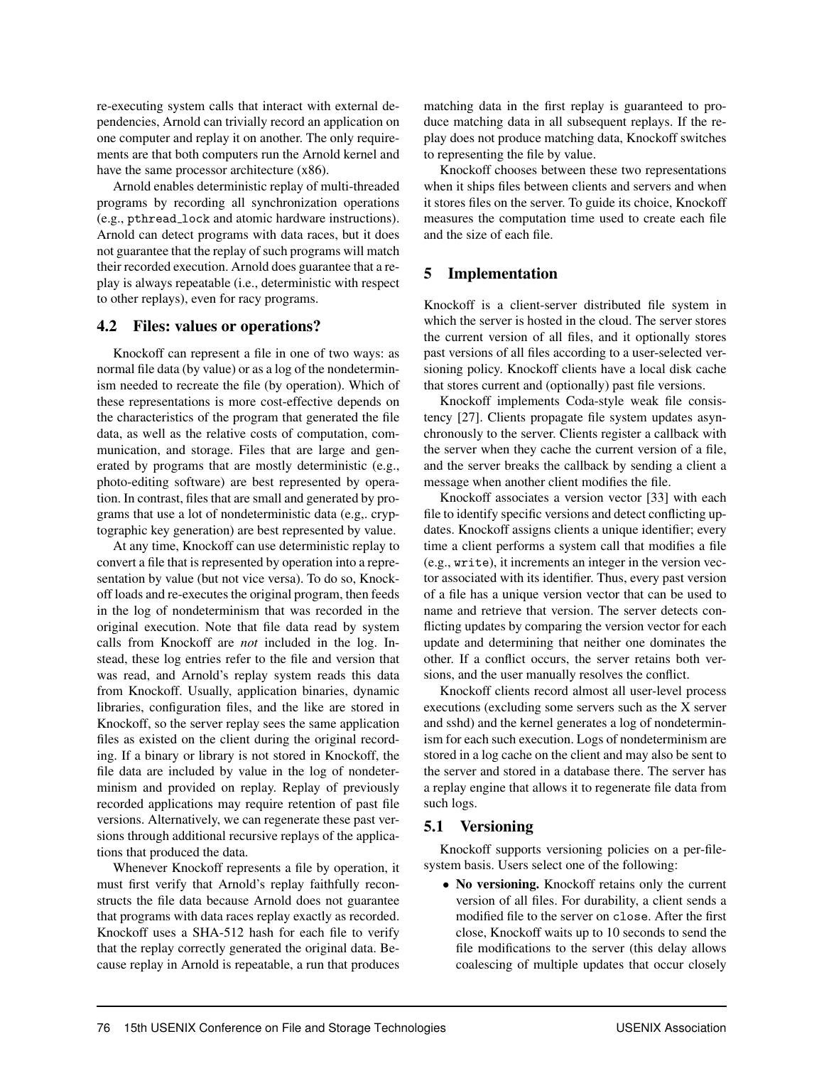re-executing system calls that interact with external dependencies, Arnold can trivially record an application on one computer and replay it on another. The only requirements are that both computers run the Arnold kernel and have the same processor architecture (x86).

Arnold enables deterministic replay of multi-threaded programs by recording all synchronization operations (e.g., `pthread_lock` and atomic hardware instructions). Arnold can detect programs with data races, but it does not guarantee that the replay of such programs will match their recorded execution. Arnold does guarantee that a replay is always repeatable (i.e., deterministic with respect to other replays), even for racy programs.

### 4.2 Files: values or operations?

Knockoff can represent a file in one of two ways: as normal file data (by value) or as a log of the nondeterminism needed to recreate the file (by operation). Which of these representations is more cost-effective depends on the characteristics of the program that generated the file data, as well as the relative costs of computation, communication, and storage. Files that are large and generated by programs that are mostly deterministic (e.g., photo-editing software) are best represented by operation. In contrast, files that are small and generated by programs that use a lot of nondeterministic data (e.g,. cryptographic key generation) are best represented by value.

At any time, Knockoff can use deterministic replay to convert a file that is represented by operation into a representation by value (but not vice versa). To do so, Knockoff loads and re-executes the original program, then feeds in the log of nondeterminism that was recorded in the original execution. Note that file data read by system calls from Knockoff are *not* included in the log. Instead, these log entries refer to the file and version that was read, and Arnold's replay system reads this data from Knockoff. Usually, application binaries, dynamic libraries, configuration files, and the like are stored in Knockoff, so the server replay sees the same application files as existed on the client during the original recording. If a binary or library is not stored in Knockoff, the file data are included by value in the log of nondeterminism and provided on replay. Replay of previously recorded applications may require retention of past file versions. Alternatively, we can regenerate these past versions through additional recursive replays of the applications that produced the data.

Whenever Knockoff represents a file by operation, it must first verify that Arnold's replay faithfully reconstructs the file data because Arnold does not guarantee that programs with data races replay exactly as recorded. Knockoff uses a SHA-512 hash for each file to verify that the replay correctly generated the original data. Because replay in Arnold is repeatable, a run that produces matching data in the first replay is guaranteed to produce matching data in all subsequent replays. If the replay does not produce matching data, Knockoff switches to representing the file by value.

Knockoff chooses between these two representations when it ships files between clients and servers and when it stores files on the server. To guide its choice, Knockoff measures the computation time used to create each file and the size of each file.

## 5 Implementation

Knockoff is a client-server distributed file system in which the server is hosted in the cloud. The server stores the current version of all files, and it optionally stores past versions of all files according to a user-selected versioning policy. Knockoff clients have a local disk cache that stores current and (optionally) past file versions.

Knockoff implements Coda-style weak file consistency [27]. Clients propagate file system updates asynchronously to the server. Clients register a callback with the server when they cache the current version of a file, and the server breaks the callback by sending a client a message when another client modifies the file.

Knockoff associates a version vector [33] with each file to identify specific versions and detect conflicting updates. Knockoff assigns clients a unique identifier; every time a client performs a system call that modifies a file (e.g., `write`), it increments an integer in the version vector associated with its identifier. Thus, every past version of a file has a unique version vector that can be used to name and retrieve that version. The server detects conflicting updates by comparing the version vector for each update and determining that neither one dominates the other. If a conflict occurs, the server retains both versions, and the user manually resolves the conflict.

Knockoff clients record almost all user-level process executions (excluding some servers such as the X server and sshd) and the kernel generates a log of nondeterminism for each such execution. Logs of nondeterminism are stored in a log cache on the client and may also be sent to the server and stored in a database there. The server has a replay engine that allows it to regenerate file data from such logs.

### 5.1 Versioning

Knockoff supports versioning policies on a per-file-system basis. Users select one of the following:

- **No versioning.** Knockoff retains only the current version of all files. For durability, a client sends a modified file to the server on `close`. After the first close, Knockoff waits up to 10 seconds to send the file modifications to the server (this delay allows coalescing of multiple updates that occur closely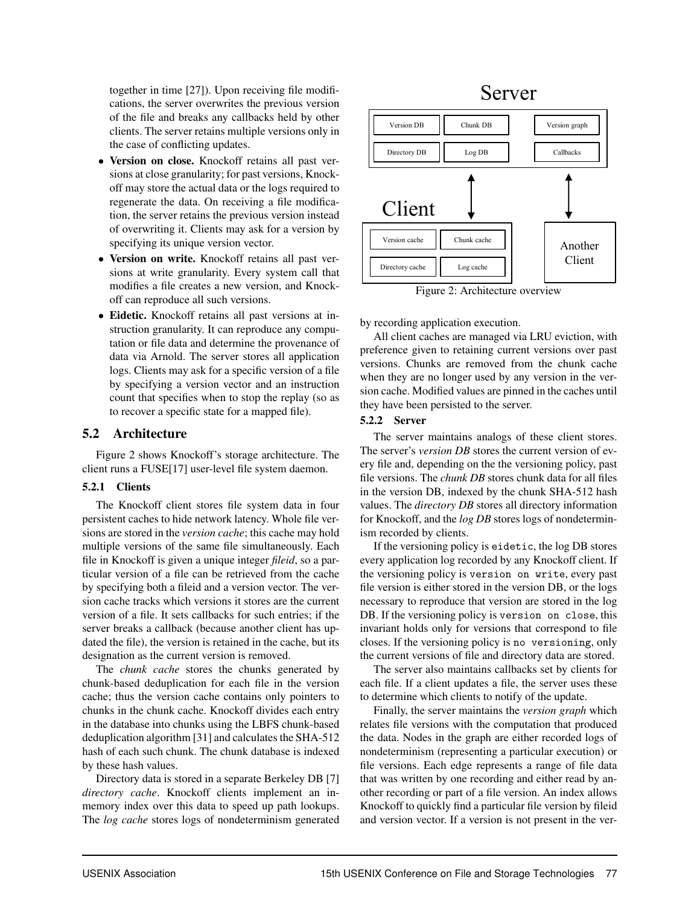together in time [27]). Upon receiving file modifications, the server overwrites the previous version of the file and breaks any callbacks held by other clients. The server retains multiple versions only in the case of conflicting updates.

- **Version on close.** Knockoff retains all past versions at close granularity; for past versions, Knockoff may store the actual data or the logs required to regenerate the data. On receiving a file modification, the server retains the previous version instead of overwriting it. Clients may ask for a version by specifying its unique version vector.
- **Version on write.** Knockoff retains all past versions at write granularity. Every system call that modifies a file creates a new version, and Knockoff can reproduce all such versions.
- **Eidetic.** Knockoff retains all past versions at instruction granularity. It can reproduce any computation or file data and determine the provenance of data via Arnold. The server stores all application logs. Clients may ask for a specific version of a file by specifying a version vector and an instruction count that specifies when to stop the replay (so as to recover a specific state for a mapped file).

## 5.2 Architecture

Figure 2 shows Knockoff's storage architecture. The client runs a FUSE[17] user-level file system daemon.

### 5.2.1 Clients

The Knockoff client stores file system data in four persistent caches to hide network latency. Whole file versions are stored in the *version cache*; this cache may hold multiple versions of the same file simultaneously. Each file in Knockoff is given a unique integer *fileid*, so a particular version of a file can be retrieved from the cache by specifying both a fileid and a version vector. The version cache tracks which versions it stores are the current version of a file. It sets callbacks for such entries; if the server breaks a callback (because another client has updated the file), the version is retained in the cache, but its designation as the current version is removed.

The *chunk cache* stores the chunks generated by chunk-based deduplication for each file in the version cache; thus the version cache contains only pointers to chunks in the chunk cache. Knockoff divides each entry in the database into chunks using the LBFS chunk-based deduplication algorithm [31] and calculates the SHA-512 hash of each such chunk. The chunk database is indexed by these hash values.

Directory data is stored in a separate Berkeley DB [7] *directory cache*. Knockoff clients implement an in-memory index over this data to speed up path lookups. The *log cache* stores logs of nondeterminism generated by recording application execution.

Server: Version DB, Chunk DB, Version graph, Directory DB, Log DB, Callbacks
Client: Version cache, Chunk cache, Directory cache, Log cache
Another Client

Figure 2: Architecture overview

All client caches are managed via LRU eviction, with preference given to retaining current versions over past versions. Chunks are removed from the chunk cache when they are no longer used by any version in the version cache. Modified values are pinned in the caches until they have been persisted to the server.

### 5.2.2 Server

The server maintains analogs of these client stores. The server's *version DB* stores the current version of every file and, depending on the the versioning policy, past file versions. The *chunk DB* stores chunk data for all files in the version DB, indexed by the chunk SHA-512 hash values. The *directory DB* stores all directory information for Knockoff, and the *log DB* stores logs of nondeterminism recorded by clients.

If the versioning policy is `eidetic`, the log DB stores every application log recorded by any Knockoff client. If the versioning policy is `version on write`, every past file version is either stored in the version DB, or the logs necessary to reproduce that version are stored in the log DB. If the versioning policy is `version on close`, this invariant holds only for versions that correspond to file closes. If the versioning policy is `no versioning`, only the current versions of file and directory data are stored.

The server also maintains callbacks set by clients for each file. If a client updates a file, the server uses these to determine which clients to notify of the update.

Finally, the server maintains the *version graph* which relates file versions with the computation that produced the data. Nodes in the graph are either recorded logs of nondeterminism (representing a particular execution) or file versions. Each edge represents a range of file data that was written by one recording and either read by another recording or part of a file version. An index allows Knockoff to quickly find a particular file version by fileid and version vector. If a version is not present in the ver-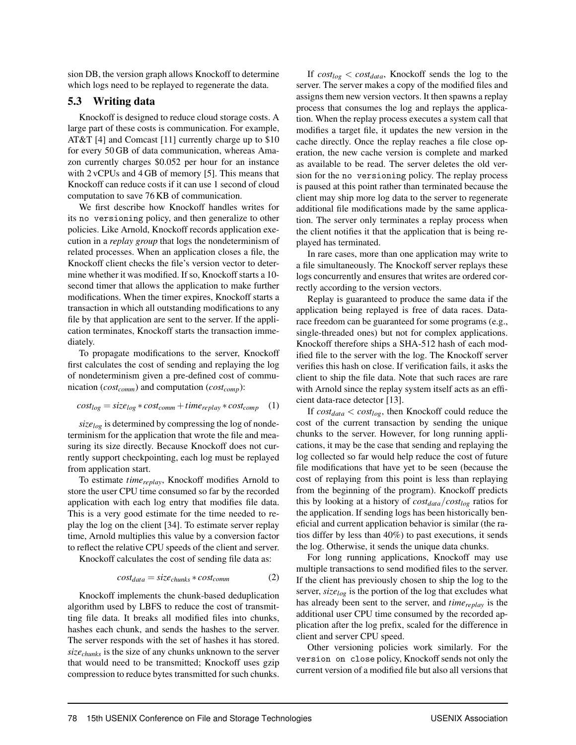sion DB, the version graph allows Knockoff to determine which logs need to be replayed to regenerate the data.

## 5.3 Writing data

Knockoff is designed to reduce cloud storage costs. A large part of these costs is communication. For example, AT&T [4] and Comcast [11] currently charge up to \$10 for every 50 GB of data communication, whereas Amazon currently charges \$0.052 per hour for an instance with 2 vCPUs and 4 GB of memory [5]. This means that Knockoff can reduce costs if it can use 1 second of cloud computation to save 76 KB of communication.

We first describe how Knockoff handles writes for its `no versioning` policy, and then generalize to other policies. Like Arnold, Knockoff records application execution in a *replay group* that logs the nondeterminism of related processes. When an application closes a file, the Knockoff client checks the file's version vector to determine whether it was modified. If so, Knockoff starts a 10-second timer that allows the application to make further modifications. When the timer expires, Knockoff starts a transaction in which all outstanding modifications to any file by that application are sent to the server. If the application terminates, Knockoff starts the transaction immediately.

To propagate modifications to the server, Knockoff first calculates the cost of sending and replaying the log of nondeterminism given a pre-defined cost of communication ($cost_{comm}$) and computation ($cost_{comp}$):

$$cost_{log} = size_{log} * cost_{comm} + time_{replay} * cost_{comp} \quad (1)$$

$size_{log}$ is determined by compressing the log of nondeterminism for the application that wrote the file and measuring its size directly. Because Knockoff does not currently support checkpointing, each log must be replayed from application start.

To estimate $time_{replay}$, Knockoff modifies Arnold to store the user CPU time consumed so far by the recorded application with each log entry that modifies file data. This is a very good estimate for the time needed to replay the log on the client [34]. To estimate server replay time, Arnold multiplies this value by a conversion factor to reflect the relative CPU speeds of the client and server.

Knockoff calculates the cost of sending file data as:

$$cost_{data} = size_{chunks} * cost_{comm} \quad (2)$$

Knockoff implements the chunk-based deduplication algorithm used by LBFS to reduce the cost of transmitting file data. It breaks all modified files into chunks, hashes each chunk, and sends the hashes to the server. The server responds with the set of hashes it has stored. $size_{chunks}$ is the size of any chunks unknown to the server that would need to be transmitted; Knockoff uses gzip compression to reduce bytes transmitted for such chunks.

If $cost_{log} < cost_{data}$, Knockoff sends the log to the server. The server makes a copy of the modified files and assigns them new version vectors. It then spawns a replay process that consumes the log and replays the application. When the replay process executes a system call that modifies a target file, it updates the new version in the cache directly. Once the replay reaches a file close operation, the new cache version is complete and marked as available to be read. The server deletes the old version for the `no versioning` policy. The replay process is paused at this point rather than terminated because the client may ship more log data to the server to regenerate additional file modifications made by the same application. The server only terminates a replay process when the client notifies it that the application that is being replayed has terminated.

In rare cases, more than one application may write to a file simultaneously. The Knockoff server replays these logs concurrently and ensures that writes are ordered correctly according to the version vectors.

Replay is guaranteed to produce the same data if the application being replayed is free of data races. Data-race freedom can be guaranteed for some programs (e.g., single-threaded ones) but not for complex applications. Knockoff therefore ships a SHA-512 hash of each modified file to the server with the log. The Knockoff server verifies this hash on close. If verification fails, it asks the client to ship the file data. Note that such races are rare with Arnold since the replay system itself acts as an efficient data-race detector [13].

If $cost_{data} < cost_{log}$, then Knockoff could reduce the cost of the current transaction by sending the unique chunks to the server. However, for long running applications, it may be the case that sending and replaying the log collected so far would help reduce the cost of future file modifications that have yet to be seen (because the cost of replaying from this point is less than replaying from the beginning of the program). Knockoff predicts this by looking at a history of $cost_{data}/cost_{log}$ ratios for the application. If sending logs has been historically beneficial and current application behavior is similar (the ratios differ by less than 40%) to past executions, it sends the log. Otherwise, it sends the unique data chunks.

For long running applications, Knockoff may use multiple transactions to send modified files to the server. If the client has previously chosen to ship the log to the server, $size_{log}$ is the portion of the log that excludes what has already been sent to the server, and $time_{replay}$ is the additional user CPU time consumed by the recorded application after the log prefix, scaled for the difference in client and server CPU speed.

Other versioning policies work similarly. For the `version on close` policy, Knockoff sends not only the current version of a modified file but also all versions that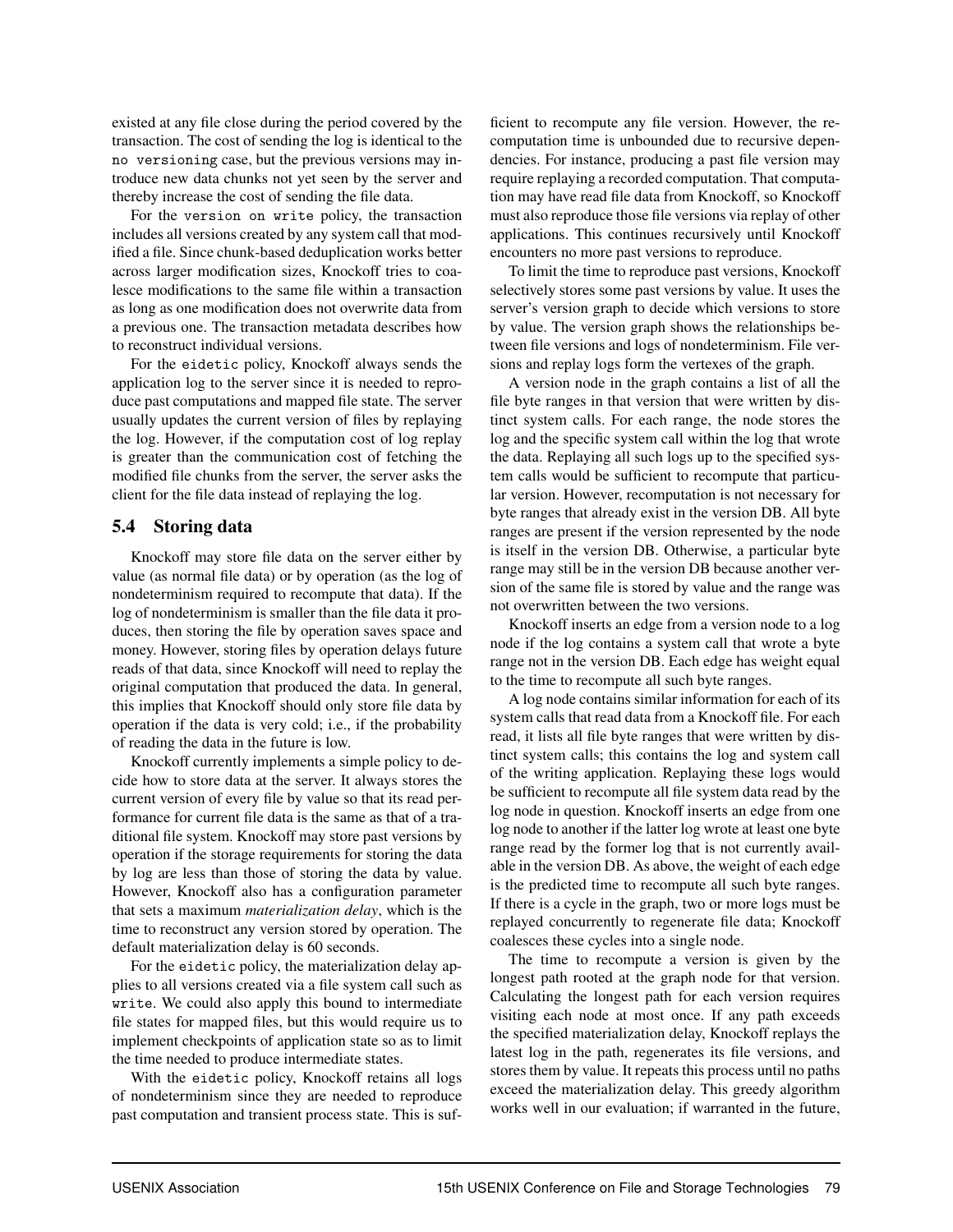existed at any file close during the period covered by the transaction. The cost of sending the log is identical to the `no versioning` case, but the previous versions may introduce new data chunks not yet seen by the server and thereby increase the cost of sending the file data.

For the `version on write` policy, the transaction includes all versions created by any system call that modified a file. Since chunk-based deduplication works better across larger modification sizes, Knockoff tries to coalesce modifications to the same file within a transaction as long as one modification does not overwrite data from a previous one. The transaction metadata describes how to reconstruct individual versions.

For the `eidetic` policy, Knockoff always sends the application log to the server since it is needed to reproduce past computations and mapped file state. The server usually updates the current version of files by replaying the log. However, if the computation cost of log replay is greater than the communication cost of fetching the modified file chunks from the server, the server asks the client for the file data instead of replaying the log.

## 5.4 Storing data

Knockoff may store file data on the server either by value (as normal file data) or by operation (as the log of nondeterminism required to recompute that data). If the log of nondeterminism is smaller than the file data it produces, then storing the file by operation saves space and money. However, storing files by operation delays future reads of that data, since Knockoff will need to replay the original computation that produced the data. In general, this implies that Knockoff should only store file data by operation if the data is very cold; i.e., if the probability of reading the data in the future is low.

Knockoff currently implements a simple policy to decide how to store data at the server. It always stores the current version of every file by value so that its read performance for current file data is the same as that of a traditional file system. Knockoff may store past versions by operation if the storage requirements for storing the data by log are less than those of storing the data by value. However, Knockoff also has a configuration parameter that sets a maximum *materialization delay*, which is the time to reconstruct any version stored by operation. The default materialization delay is 60 seconds.

For the `eidetic` policy, the materialization delay applies to all versions created via a file system call such as `write`. We could also apply this bound to intermediate file states for mapped files, but this would require us to implement checkpoints of application state so as to limit the time needed to produce intermediate states.

With the `eidetic` policy, Knockoff retains all logs of nondeterminism since they are needed to reproduce past computation and transient process state. This is sufficient to recompute any file version. However, the recomputation time is unbounded due to recursive dependencies. For instance, producing a past file version may require replaying a recorded computation. That computation may have read file data from Knockoff, so Knockoff must also reproduce those file versions via replay of other applications. This continues recursively until Knockoff encounters no more past versions to reproduce.

To limit the time to reproduce past versions, Knockoff selectively stores some past versions by value. It uses the server's version graph to decide which versions to store by value. The version graph shows the relationships between file versions and logs of nondeterminism. File versions and replay logs form the vertexes of the graph.

A version node in the graph contains a list of all the file byte ranges in that version that were written by distinct system calls. For each range, the node stores the log and the specific system call within the log that wrote the data. Replaying all such logs up to the specified system calls would be sufficient to recompute that particular version. However, recomputation is not necessary for byte ranges that already exist in the version DB. All byte ranges are present if the version represented by the node is itself in the version DB. Otherwise, a particular byte range may still be in the version DB because another version of the same file is stored by value and the range was not overwritten between the two versions.

Knockoff inserts an edge from a version node to a log node if the log contains a system call that wrote a byte range not in the version DB. Each edge has weight equal to the time to recompute all such byte ranges.

A log node contains similar information for each of its system calls that read data from a Knockoff file. For each read, it lists all file byte ranges that were written by distinct system calls; this contains the log and system call of the writing application. Replaying these logs would be sufficient to recompute all file system data read by the log node in question. Knockoff inserts an edge from one log node to another if the latter log wrote at least one byte range read by the former log that is not currently available in the version DB. As above, the weight of each edge is the predicted time to recompute all such byte ranges. If there is a cycle in the graph, two or more logs must be replayed concurrently to regenerate file data; Knockoff coalesces these cycles into a single node.

The time to recompute a version is given by the longest path rooted at the graph node for that version. Calculating the longest path for each version requires visiting each node at most once. If any path exceeds the specified materialization delay, Knockoff replays the latest log in the path, regenerates its file versions, and stores them by value. It repeats this process until no paths exceed the materialization delay. This greedy algorithm works well in our evaluation; if warranted in the future,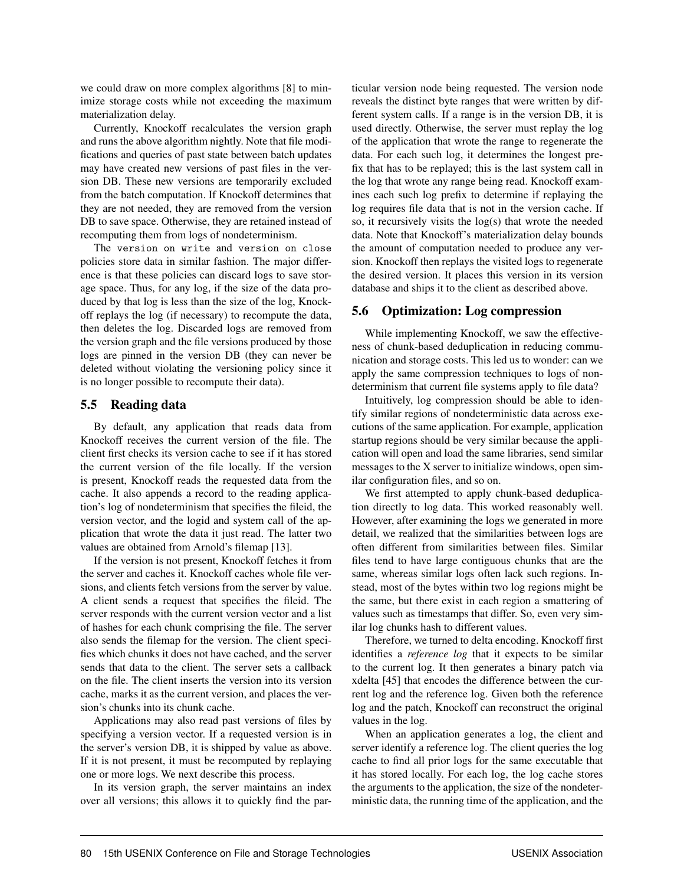we could draw on more complex algorithms [8] to minimize storage costs while not exceeding the maximum materialization delay.

Currently, Knockoff recalculates the version graph and runs the above algorithm nightly. Note that file modifications and queries of past state between batch updates may have created new versions of past files in the version DB. These new versions are temporarily excluded from the batch computation. If Knockoff determines that they are not needed, they are removed from the version DB to save space. Otherwise, they are retained instead of recomputing them from logs of nondeterminism.

The `version on write` and `version on close` policies store data in similar fashion. The major difference is that these policies can discard logs to save storage space. Thus, for any log, if the size of the data produced by that log is less than the size of the log, Knockoff replays the log (if necessary) to recompute the data, then deletes the log. Discarded logs are removed from the version graph and the file versions produced by those logs are pinned in the version DB (they can never be deleted without violating the versioning policy since it is no longer possible to recompute their data).

## 5.5 Reading data

By default, any application that reads data from Knockoff receives the current version of the file. The client first checks its version cache to see if it has stored the current version of the file locally. If the version is present, Knockoff reads the requested data from the cache. It also appends a record to the reading application's log of nondeterminism that specifies the fileid, the version vector, and the logid and system call of the application that wrote the data it just read. The latter two values are obtained from Arnold's filemap [13].

If the version is not present, Knockoff fetches it from the server and caches it. Knockoff caches whole file versions, and clients fetch versions from the server by value. A client sends a request that specifies the fileid. The server responds with the current version vector and a list of hashes for each chunk comprising the file. The server also sends the filemap for the version. The client specifies which chunks it does not have cached, and the server sends that data to the client. The server sets a callback on the file. The client inserts the version into its version cache, marks it as the current version, and places the version's chunks into its chunk cache.

Applications may also read past versions of files by specifying a version vector. If a requested version is in the server's version DB, it is shipped by value as above. If it is not present, it must be recomputed by replaying one or more logs. We next describe this process.

In its version graph, the server maintains an index over all versions; this allows it to quickly find the particular version node being requested. The version node reveals the distinct byte ranges that were written by different system calls. If a range is in the version DB, it is used directly. Otherwise, the server must replay the log of the application that wrote the range to regenerate the data. For each such log, it determines the longest prefix that has to be replayed; this is the last system call in the log that wrote any range being read. Knockoff examines each such log prefix to determine if replaying the log requires file data that is not in the version cache. If so, it recursively visits the log(s) that wrote the needed data. Note that Knockoff's materialization delay bounds the amount of computation needed to produce any version. Knockoff then replays the visited logs to regenerate the desired version. It places this version in its version database and ships it to the client as described above.

## 5.6 Optimization: Log compression

While implementing Knockoff, we saw the effectiveness of chunk-based deduplication in reducing communication and storage costs. This led us to wonder: can we apply the same compression techniques to logs of nondeterminism that current file systems apply to file data?

Intuitively, log compression should be able to identify similar regions of nondeterministic data across executions of the same application. For example, application startup regions should be very similar because the application will open and load the same libraries, send similar messages to the X server to initialize windows, open similar configuration files, and so on.

We first attempted to apply chunk-based deduplication directly to log data. This worked reasonably well. However, after examining the logs we generated in more detail, we realized that the similarities between logs are often different from similarities between files. Similar files tend to have large contiguous chunks that are the same, whereas similar logs often lack such regions. Instead, most of the bytes within two log regions might be the same, but there exist in each region a smattering of values such as timestamps that differ. So, even very similar log chunks hash to different values.

Therefore, we turned to delta encoding. Knockoff first identifies a *reference log* that it expects to be similar to the current log. It then generates a binary patch via xdelta [45] that encodes the difference between the current log and the reference log. Given both the reference log and the patch, Knockoff can reconstruct the original values in the log.

When an application generates a log, the client and server identify a reference log. The client queries the log cache to find all prior logs for the same executable that it has stored locally. For each log, the log cache stores the arguments to the application, the size of the nondeterministic data, the running time of the application, and the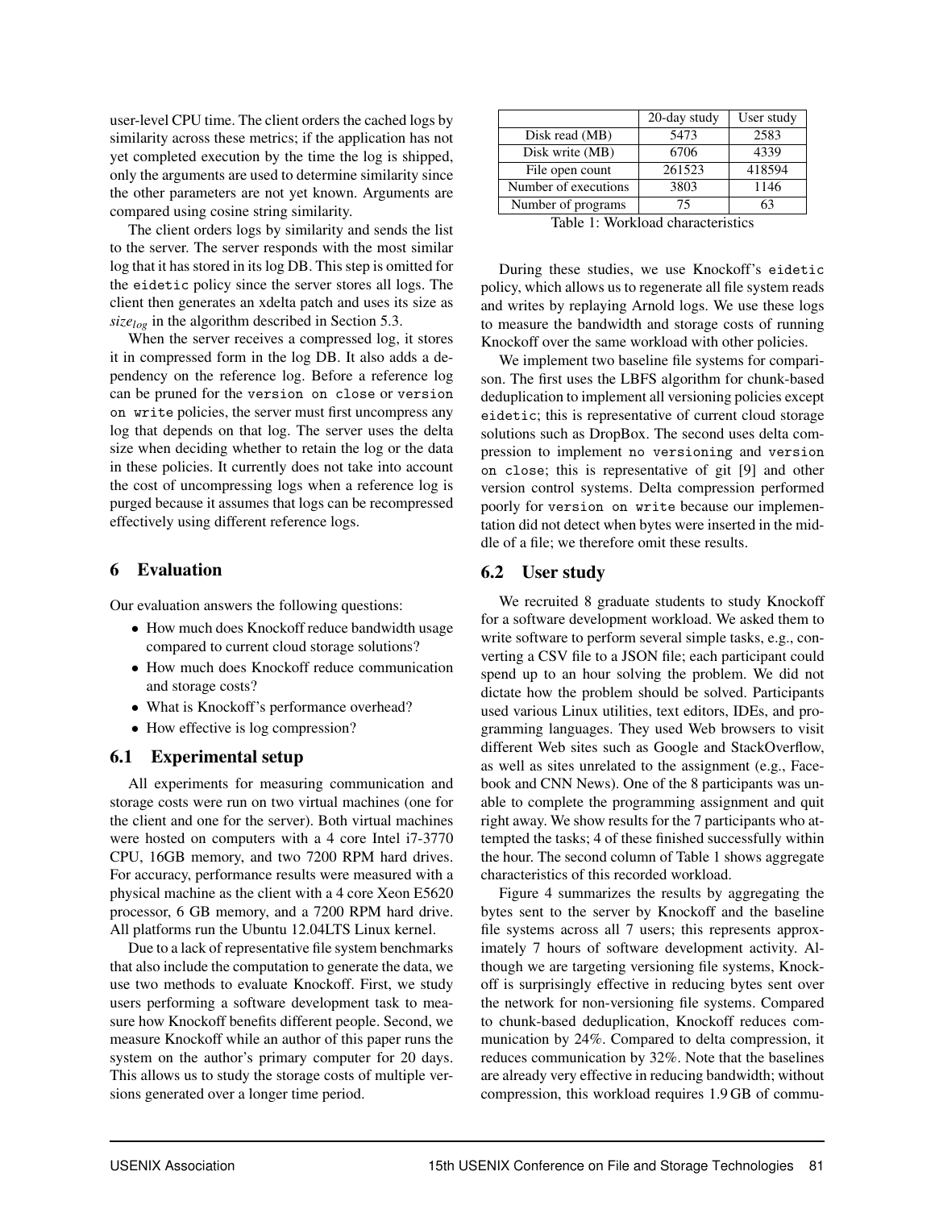user-level CPU time. The client orders the cached logs by similarity across these metrics; if the application has not yet completed execution by the time the log is shipped, only the arguments are used to determine similarity since the other parameters are not yet known. Arguments are compared using cosine string similarity.

The client orders logs by similarity and sends the list to the server. The server responds with the most similar log that it has stored in its log DB. This step is omitted for the `eidetic` policy since the server stores all logs. The client then generates an xdelta patch and uses its size as $size_{log}$ in the algorithm described in Section 5.3.

When the server receives a compressed log, it stores it in compressed form in the log DB. It also adds a dependency on the reference log. Before a reference log can be pruned for the `version on close` or `version on write` policies, the server must first uncompress any log that depends on that log. The server uses the delta size when deciding whether to retain the log or the data in these policies. It currently does not take into account the cost of uncompressing logs when a reference log is purged because it assumes that logs can be recompressed effectively using different reference logs.

# 6 Evaluation

Our evaluation answers the following questions:

- How much does Knockoff reduce bandwidth usage compared to current cloud storage solutions?
- How much does Knockoff reduce communication and storage costs?
- What is Knockoff's performance overhead?
- How effective is log compression?

## 6.1 Experimental setup

All experiments for measuring communication and storage costs were run on two virtual machines (one for the client and one for the server). Both virtual machines were hosted on computers with a 4 core Intel i7-3770 CPU, 16GB memory, and two 7200 RPM hard drives. For accuracy, performance results were measured with a physical machine as the client with a 4 core Xeon E5620 processor, 6 GB memory, and a 7200 RPM hard drive. All platforms run the Ubuntu 12.04LTS Linux kernel.

Due to a lack of representative file system benchmarks that also include the computation to generate the data, we use two methods to evaluate Knockoff. First, we study users performing a software development task to measure how Knockoff benefits different people. Second, we measure Knockoff while an author of this paper runs the system on the author's primary computer for 20 days. This allows us to study the storage costs of multiple versions generated over a longer time period.

| | 20-day study | User study |
|---|---|---|
| Disk read (MB) | 5473 | 2583 |
| Disk write (MB) | 6706 | 4339 |
| File open count | 261523 | 418594 |
| Number of executions | 3803 | 1146 |
| Number of programs | 75 | 63 |

Table 1: Workload characteristics

During these studies, we use Knockoff's `eidetic` policy, which allows us to regenerate all file system reads and writes by replaying Arnold logs. We use these logs to measure the bandwidth and storage costs of running Knockoff over the same workload with other policies.

We implement two baseline file systems for comparison. The first uses the LBFS algorithm for chunk-based deduplication to implement all versioning policies except `eidetic`; this is representative of current cloud storage solutions such as DropBox. The second uses delta compression to implement `no versioning` and `version on close`; this is representative of git [9] and other version control systems. Delta compression performed poorly for `version on write` because our implementation did not detect when bytes were inserted in the middle of a file; we therefore omit these results.

## 6.2 User study

We recruited 8 graduate students to study Knockoff for a software development workload. We asked them to write software to perform several simple tasks, e.g., converting a CSV file to a JSON file; each participant could spend up to an hour solving the problem. We did not dictate how the problem should be solved. Participants used various Linux utilities, text editors, IDEs, and programming languages. They used Web browsers to visit different Web sites such as Google and StackOverflow, as well as sites unrelated to the assignment (e.g., Facebook and CNN News). One of the 8 participants was unable to complete the programming assignment and quit right away. We show results for the 7 participants who attempted the tasks; 4 of these finished successfully within the hour. The second column of Table 1 shows aggregate characteristics of this recorded workload.

Figure 4 summarizes the results by aggregating the bytes sent to the server by Knockoff and the baseline file systems across all 7 users; this represents approximately 7 hours of software development activity. Although we are targeting versioning file systems, Knockoff is surprisingly effective in reducing bytes sent over the network for non-versioning file systems. Compared to chunk-based deduplication, Knockoff reduces communication by 24%. Compared to delta compression, it reduces communication by 32%. Note that the baselines are already very effective in reducing bandwidth; without compression, this workload requires 1.9 GB of commu-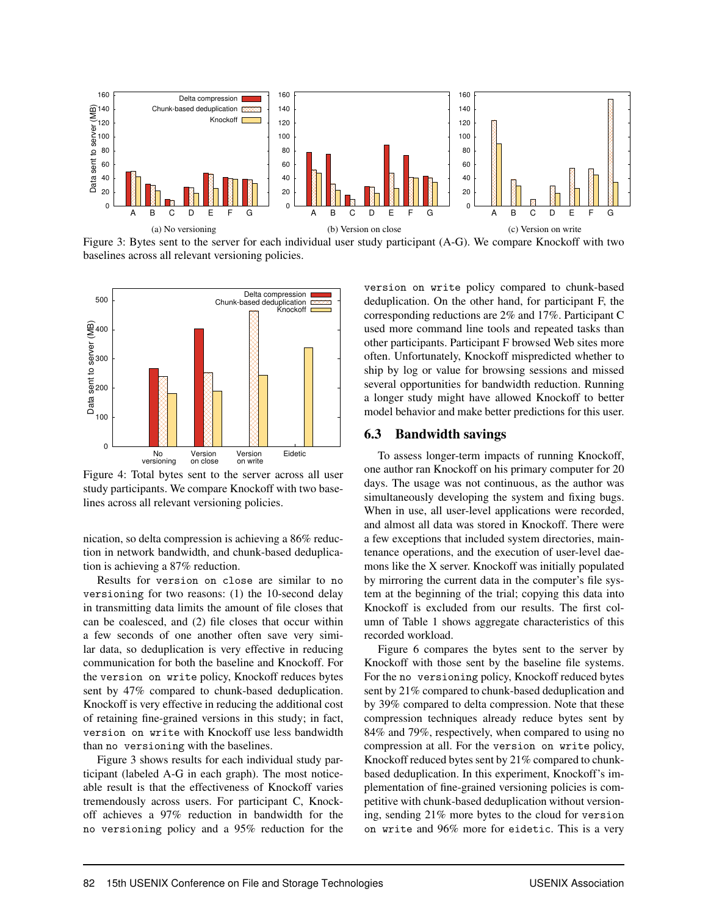Figure 3: Bytes sent to the server for each individual user study participant (A-G). We compare Knockoff with two baselines across all relevant versioning policies.

(a) No versioning (b) Version on close (c) Version on write

Figure 4: Total bytes sent to the server across all user study participants. We compare Knockoff with two baselines across all relevant versioning policies.

nication, so delta compression is achieving a 86% reduction in network bandwidth, and chunk-based deduplication is achieving a 87% reduction.

Results for `version on close` are similar to `no versioning` for two reasons: (1) the 10-second delay in transmitting data limits the amount of file closes that can be coalesced, and (2) file closes that occur within a few seconds of one another often save very similar data, so deduplication is very effective in reducing communication for both the baseline and Knockoff. For the `version on write` policy, Knockoff reduces bytes sent by 47% compared to chunk-based deduplication. Knockoff is very effective in reducing the additional cost of retaining fine-grained versions in this study; in fact, `version on write` with Knockoff use less bandwidth than `no versioning` with the baselines.

Figure 3 shows results for each individual study participant (labeled A-G in each graph). The most noticeable result is that the effectiveness of Knockoff varies tremendously across users. For participant C, Knockoff achieves a 97% reduction in bandwidth for the `no versioning` policy and a 95% reduction for the `version on write` policy compared to chunk-based deduplication. On the other hand, for participant F, the corresponding reductions are 2% and 17%. Participant C used more command line tools and repeated tasks than other participants. Participant F browsed Web sites more often. Unfortunately, Knockoff mispredicted whether to ship by log or value for browsing sessions and missed several opportunities for bandwidth reduction. Running a longer study might have allowed Knockoff to better model behavior and make better predictions for this user.

### 6.3 Bandwidth savings

To assess longer-term impacts of running Knockoff, one author ran Knockoff on his primary computer for 20 days. The usage was not continuous, as the author was simultaneously developing the system and fixing bugs. When in use, all user-level applications were recorded, and almost all data was stored in Knockoff. There were a few exceptions that included system directories, maintenance operations, and the execution of user-level daemons like the X server. Knockoff was initially populated by mirroring the current data in the computer's file system at the beginning of the trial; copying this data into Knockoff is excluded from our results. The first column of Table 1 shows aggregate characteristics of this recorded workload.

Figure 6 compares the bytes sent to the server by Knockoff with those sent by the baseline file systems. For the `no versioning` policy, Knockoff reduced bytes sent by 21% compared to chunk-based deduplication and by 39% compared to delta compression. Note that these compression techniques already reduce bytes sent by 84% and 79%, respectively, when compared to using no compression at all. For the `version on write` policy, Knockoff reduced bytes sent by 21% compared to chunk-based deduplication. In this experiment, Knockoff's implementation of fine-grained versioning policies is competitive with chunk-based deduplication without versioning, sending 21% more bytes to the cloud for `version on write` and 96% more for `eidetic`. This is a very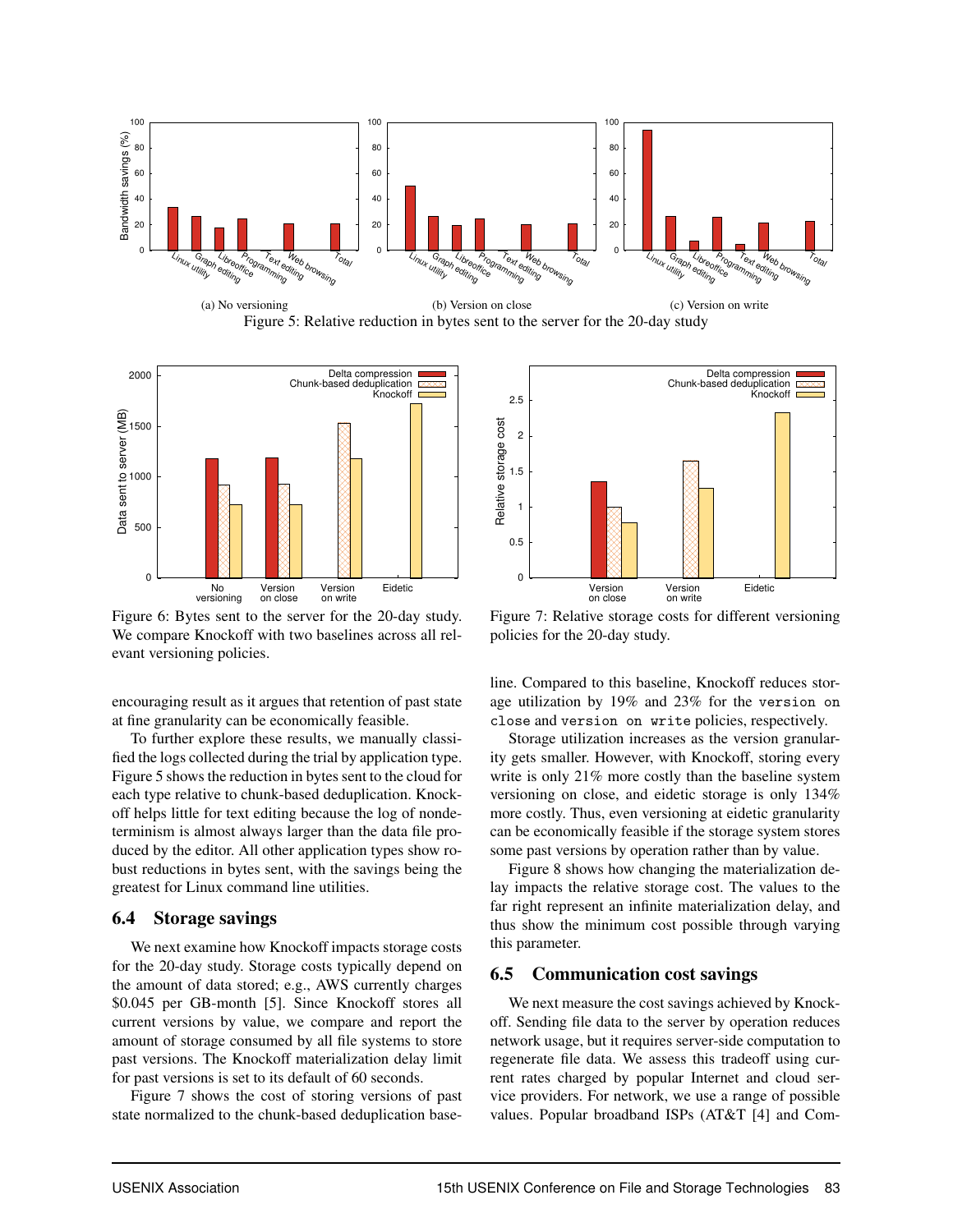Figure 5: Relative reduction in bytes sent to the server for the 20-day study

(a) No versioning (b) Version on close (c) Version on write

Figure 6: Bytes sent to the server for the 20-day study. We compare Knockoff with two baselines across all relevant versioning policies.

Figure 7: Relative storage costs for different versioning policies for the 20-day study.

encouraging result as it argues that retention of past state at fine granularity can be economically feasible.

To further explore these results, we manually classified the logs collected during the trial by application type. Figure 5 shows the reduction in bytes sent to the cloud for each type relative to chunk-based deduplication. Knockoff helps little for text editing because the log of nondeterminism is almost always larger than the data file produced by the editor. All other application types show robust reductions in bytes sent, with the savings being the greatest for Linux command line utilities.

## 6.4 Storage savings

We next examine how Knockoff impacts storage costs for the 20-day study. Storage costs typically depend on the amount of data stored; e.g., AWS currently charges \$0.045 per GB-month [5]. Since Knockoff stores all current versions by value, we compare and report the amount of storage consumed by all file systems to store past versions. The Knockoff materialization delay limit for past versions is set to its default of 60 seconds.

Figure 7 shows the cost of storing versions of past state normalized to the chunk-based deduplication baseline. Compared to this baseline, Knockoff reduces storage utilization by 19% and 23% for the `version on close` and `version on write` policies, respectively.

Storage utilization increases as the version granularity gets smaller. However, with Knockoff, storing every write is only 21% more costly than the baseline system versioning on close, and eidetic storage is only 134% more costly. Thus, even versioning at eidetic granularity can be economically feasible if the storage system stores some past versions by operation rather than by value.

Figure 8 shows how changing the materialization delay impacts the relative storage cost. The values to the far right represent an infinite materialization delay, and thus show the minimum cost possible through varying this parameter.

## 6.5 Communication cost savings

We next measure the cost savings achieved by Knockoff. Sending file data to the server by operation reduces network usage, but it requires server-side computation to regenerate file data. We assess this tradeoff using current rates charged by popular Internet and cloud service providers. For network, we use a range of possible values. Popular broadband ISPs (AT&T [4] and Com-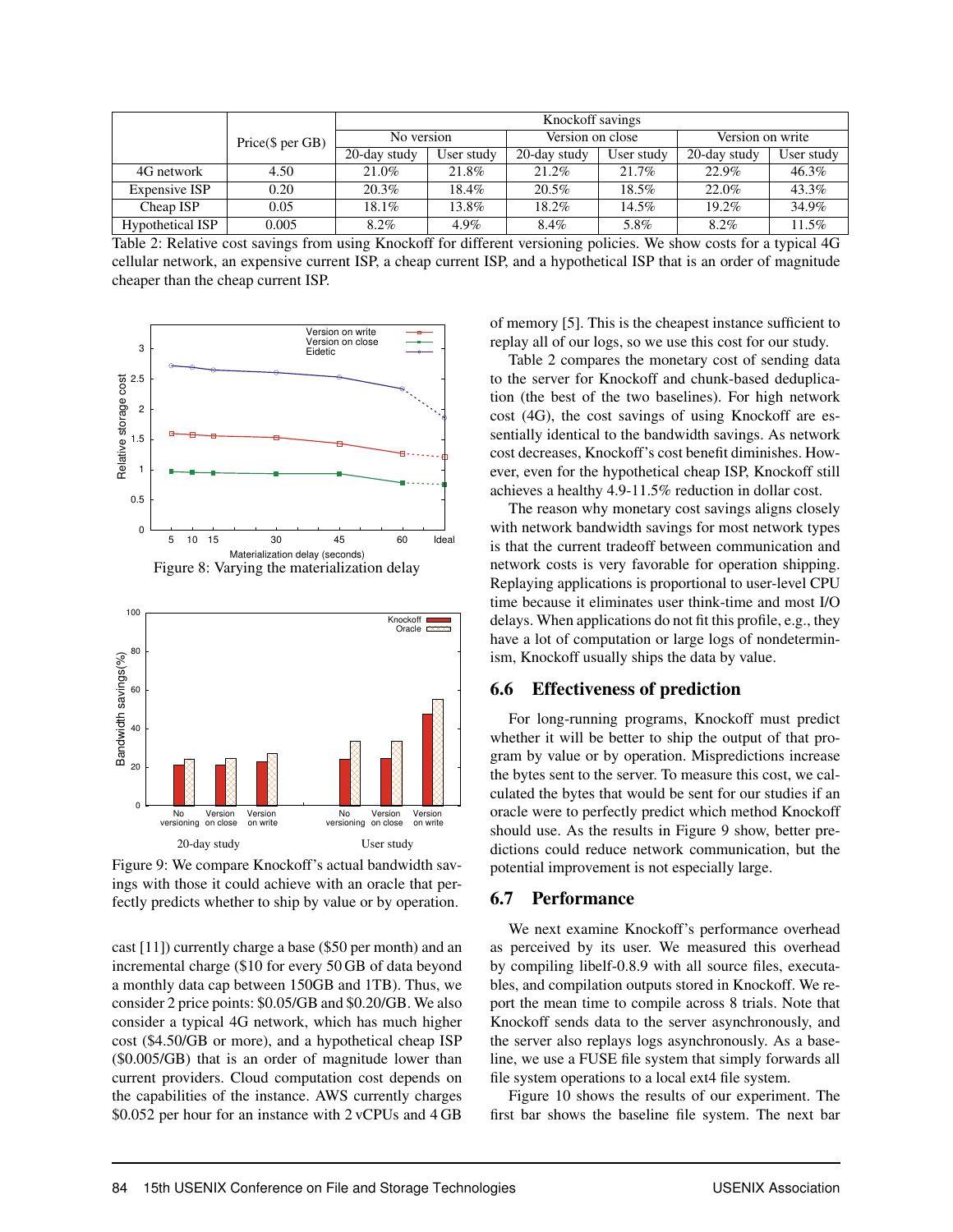| | Price($ per GB) | Knockoff savings | | | | | |
|---|---|---|---|---|---|---|---|
| | | No version | | Version on close | | Version on write | |
| | | 20-day study | User study | 20-day study | User study | 20-day study | User study |
| 4G network | 4.50 | 21.0% | 21.8% | 21.2% | 21.7% | 22.9% | 46.3% |
| Expensive ISP | 0.20 | 20.3% | 18.4% | 20.5% | 18.5% | 22.0% | 43.3% |
| Cheap ISP | 0.05 | 18.1% | 13.8% | 18.2% | 14.5% | 19.2% | 34.9% |
| Hypothetical ISP | 0.005 | 8.2% | 4.9% | 8.4% | 5.8% | 8.2% | 11.5% |

Table 2: Relative cost savings from using Knockoff for different versioning policies. We show costs for a typical 4G cellular network, an expensive current ISP, a cheap current ISP, and a hypothetical ISP that is an order of magnitude cheaper than the cheap current ISP.

Figure 8: Varying the materialization delay

Figure 9: We compare Knockoff's actual bandwidth savings with those it could achieve with an oracle that perfectly predicts whether to ship by value or by operation.

cast [11]) currently charge a base ($50 per month) and an incremental charge ($10 for every 50 GB of data beyond a monthly data cap between 150GB and 1TB). Thus, we consider 2 price points: $0.05/GB and $0.20/GB. We also consider a typical 4G network, which has much higher cost ($4.50/GB or more), and a hypothetical cheap ISP ($0.005/GB) that is an order of magnitude lower than current providers. Cloud computation cost depends on the capabilities of the instance. AWS currently charges $0.052 per hour for an instance with 2 vCPUs and 4 GB of memory [5]. This is the cheapest instance sufficient to replay all of our logs, so we use this cost for our study.

Table 2 compares the monetary cost of sending data to the server for Knockoff and chunk-based deduplication (the best of the two baselines). For high network cost (4G), the cost savings of using Knockoff are essentially identical to the bandwidth savings. As network cost decreases, Knockoff's cost benefit diminishes. However, even for the hypothetical cheap ISP, Knockoff still achieves a healthy 4.9-11.5% reduction in dollar cost.

The reason why monetary cost savings aligns closely with network bandwidth savings for most network types is that the current tradeoff between communication and network costs is very favorable for operation shipping. Replaying applications is proportional to user-level CPU time because it eliminates user think-time and most I/O delays. When applications do not fit this profile, e.g., they have a lot of computation or large logs of nondeterminism, Knockoff usually ships the data by value.

## 6.6 Effectiveness of prediction

For long-running programs, Knockoff must predict whether it will be better to ship the output of that program by value or by operation. Mispredictions increase the bytes sent to the server. To measure this cost, we calculated the bytes that would be sent for our studies if an oracle were to perfectly predict which method Knockoff should use. As the results in Figure 9 show, better predictions could reduce network communication, but the potential improvement is not especially large.

## 6.7 Performance

We next examine Knockoff's performance overhead as perceived by its user. We measured this overhead by compiling libelf-0.8.9 with all source files, executables, and compilation outputs stored in Knockoff. We report the mean time to compile across 8 trials. Note that Knockoff sends data to the server asynchronously, and the server also replays logs asynchronously. As a baseline, we use a FUSE file system that simply forwards all file system operations to a local ext4 file system.

Figure 10 shows the results of our experiment. The first bar shows the baseline file system. The next bar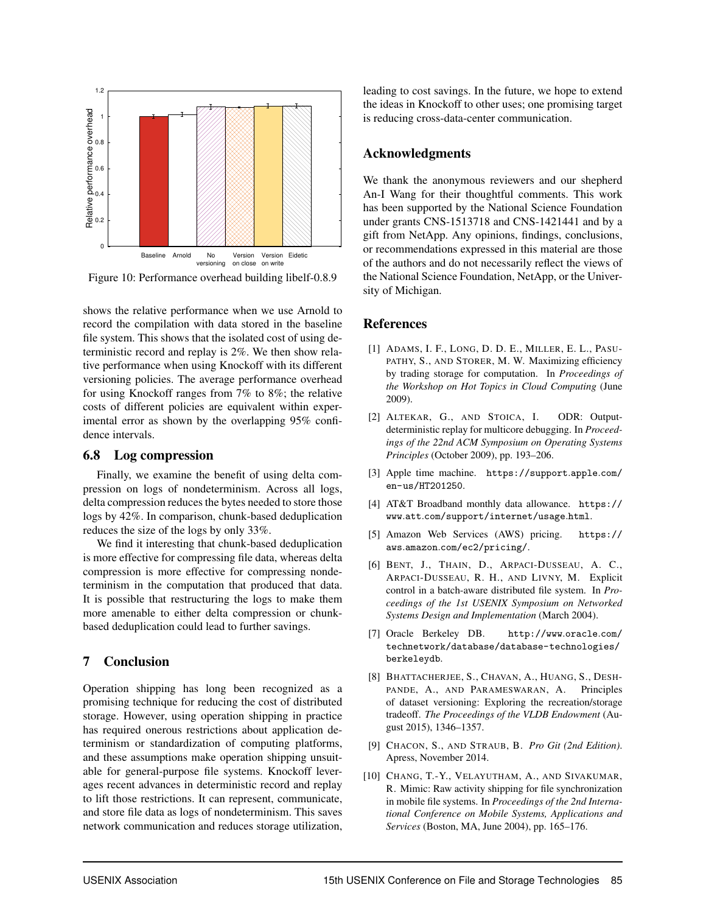Figure 10: Performance overhead building libelf-0.8.9

shows the relative performance when we use Arnold to record the compilation with data stored in the baseline file system. This shows that the isolated cost of using deterministic record and replay is 2%. We then show relative performance when using Knockoff with its different versioning policies. The average performance overhead for using Knockoff ranges from 7% to 8%; the relative costs of different policies are equivalent within experimental error as shown by the overlapping 95% confidence intervals.

### 6.8 Log compression

Finally, we examine the benefit of using delta compression on logs of nondeterminism. Across all logs, delta compression reduces the bytes needed to store those logs by 42%. In comparison, chunk-based deduplication reduces the size of the logs by only 33%.

We find it interesting that chunk-based deduplication is more effective for compressing file data, whereas delta compression is more effective for compressing nondeterminism in the computation that produced that data. It is possible that restructuring the logs to make them more amenable to either delta compression or chunk-based deduplication could lead to further savings.

## 7 Conclusion

Operation shipping has long been recognized as a promising technique for reducing the cost of distributed storage. However, using operation shipping in practice has required onerous restrictions about application determinism or standardization of computing platforms, and these assumptions make operation shipping unsuitable for general-purpose file systems. Knockoff leverages recent advances in deterministic record and replay to lift those restrictions. It can represent, communicate, and store file data as logs of nondeterminism. This saves network communication and reduces storage utilization, leading to cost savings. In the future, we hope to extend the ideas in Knockoff to other uses; one promising target is reducing cross-data-center communication.

## Acknowledgments

We thank the anonymous reviewers and our shepherd An-I Wang for their thoughtful comments. This work has been supported by the National Science Foundation under grants CNS-1513718 and CNS-1421441 and by a gift from NetApp. Any opinions, findings, conclusions, or recommendations expressed in this material are those of the authors and do not necessarily reflect the views of the National Science Foundation, NetApp, or the University of Michigan.

## References

[1] Adams, I. F., Long, D. D. E., Miller, E. L., Pasupathy, S., and Storer, M. W. Maximizing efficiency by trading storage for computation. In *Proceedings of the Workshop on Hot Topics in Cloud Computing* (June 2009).

[2] Altekar, G., and Stoica, I. ODR: Output-deterministic replay for multicore debugging. In *Proceedings of the 22nd ACM Symposium on Operating Systems Principles* (October 2009), pp. 193–206.

[3] Apple time machine. https://support.apple.com/en-us/HT201250.

[4] AT&T Broadband monthly data allowance. https://www.att.com/support/internet/usage.html.

[5] Amazon Web Services (AWS) pricing. https://aws.amazon.com/ec2/pricing/.

[6] Bent, J., Thain, D., Arpaci-Dusseau, A. C., Arpaci-Dusseau, R. H., and Livny, M. Explicit control in a batch-aware distributed file system. In *Proceedings of the 1st USENIX Symposium on Networked Systems Design and Implementation* (March 2004).

[7] Oracle Berkeley DB. http://www.oracle.com/technetwork/database/database-technologies/berkeleydb.

[8] Bhattacherjee, S., Chavan, A., Huang, S., Deshpande, A., and Parameswaran, A. Principles of dataset versioning: Exploring the recreation/storage tradeoff. *The Proceedings of the VLDB Endowment* (August 2015), 1346–1357.

[9] Chacon, S., and Straub, B. *Pro Git (2nd Edition)*. Apress, November 2014.

[10] Chang, T.-Y., Velayutham, A., and Sivakumar, R. Mimic: Raw activity shipping for file synchronization in mobile file systems. In *Proceedings of the 2nd International Conference on Mobile Systems, Applications and Services* (Boston, MA, June 2004), pp. 165–176.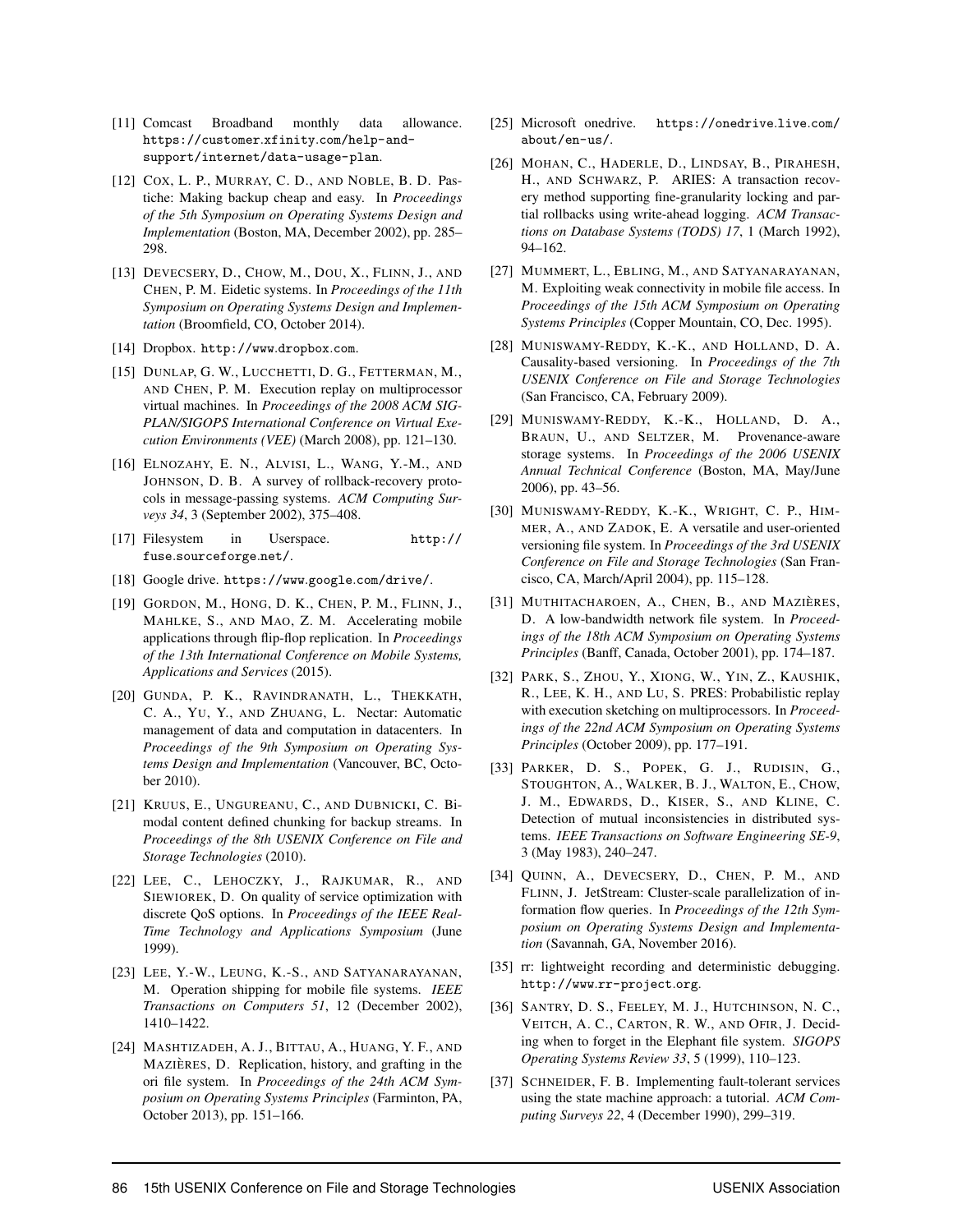[11] Comcast Broadband monthly data allowance. https://customer.xfinity.com/help-and-support/internet/data-usage-plan.

[12] Cox, L. P., Murray, C. D., and Noble, B. D. Pastiche: Making backup cheap and easy. In *Proceedings of the 5th Symposium on Operating Systems Design and Implementation* (Boston, MA, December 2002), pp. 285–298.

[13] Devecsery, D., Chow, M., Dou, X., Flinn, J., and Chen, P. M. Eidetic systems. In *Proceedings of the 11th Symposium on Operating Systems Design and Implementation* (Broomfield, CO, October 2014).

[14] Dropbox. http://www.dropbox.com.

[15] Dunlap, G. W., Lucchetti, D. G., Fetterman, M., and Chen, P. M. Execution replay on multiprocessor virtual machines. In *Proceedings of the 2008 ACM SIGPLAN/SIGOPS International Conference on Virtual Execution Environments (VEE)* (March 2008), pp. 121–130.

[16] Elnozahy, E. N., Alvisi, L., Wang, Y.-M., and Johnson, D. B. A survey of rollback-recovery protocols in message-passing systems. *ACM Computing Surveys 34*, 3 (September 2002), 375–408.

[17] Filesystem in Userspace. http://fuse.sourceforge.net/.

[18] Google drive. https://www.google.com/drive/.

[19] Gordon, M., Hong, D. K., Chen, P. M., Flinn, J., Mahlke, S., and Mao, Z. M. Accelerating mobile applications through flip-flop replication. In *Proceedings of the 13th International Conference on Mobile Systems, Applications and Services* (2015).

[20] Gunda, P. K., Ravindranath, L., Thekkath, C. A., Yu, Y., and Zhuang, L. Nectar: Automatic management of data and computation in datacenters. In *Proceedings of the 9th Symposium on Operating Systems Design and Implementation* (Vancouver, BC, October 2010).

[21] Kruus, E., Ungureanu, C., and Dubnicki, C. Bimodal content defined chunking for backup streams. In *Proceedings of the 8th USENIX Conference on File and Storage Technologies* (2010).

[22] Lee, C., Lehoczky, J., Rajkumar, R., and Siewiorek, D. On quality of service optimization with discrete QoS options. In *Proceedings of the IEEE Real-Time Technology and Applications Symposium* (June 1999).

[23] Lee, Y.-W., Leung, K.-S., and Satyanarayanan, M. Operation shipping for mobile file systems. *IEEE Transactions on Computers 51*, 12 (December 2002), 1410–1422.

[24] Mashtizadeh, A. J., Bittau, A., Huang, Y. F., and Mazières, D. Replication, history, and grafting in the ori file system. In *Proceedings of the 24th ACM Symposium on Operating Systems Principles* (Farminton, PA, October 2013), pp. 151–166.

[25] Microsoft onedrive. https://onedrive.live.com/about/en-us/.

[26] Mohan, C., Haderle, D., Lindsay, B., Pirahesh, H., and Schwarz, P. ARIES: A transaction recovery method supporting fine-granularity locking and partial rollbacks using write-ahead logging. *ACM Transactions on Database Systems (TODS) 17*, 1 (March 1992), 94–162.

[27] Mummert, L., Ebling, M., and Satyanarayanan, M. Exploiting weak connectivity in mobile file access. In *Proceedings of the 15th ACM Symposium on Operating Systems Principles* (Copper Mountain, CO, Dec. 1995).

[28] Muniswamy-Reddy, K.-K., and Holland, D. A. Causality-based versioning. In *Proceedings of the 7th USENIX Conference on File and Storage Technologies* (San Francisco, CA, February 2009).

[29] Muniswamy-Reddy, K.-K., Holland, D. A., Braun, U., and Seltzer, M. Provenance-aware storage systems. In *Proceedings of the 2006 USENIX Annual Technical Conference* (Boston, MA, May/June 2006), pp. 43–56.

[30] Muniswamy-Reddy, K.-K., Wright, C. P., Himmer, A., and Zadok, E. A versatile and user-oriented versioning file system. In *Proceedings of the 3rd USENIX Conference on File and Storage Technologies* (San Francisco, CA, March/April 2004), pp. 115–128.

[31] Muthitacharoen, A., Chen, B., and Mazières, D. A low-bandwidth network file system. In *Proceedings of the 18th ACM Symposium on Operating Systems Principles* (Banff, Canada, October 2001), pp. 174–187.

[32] Park, S., Zhou, Y., Xiong, W., Yin, Z., Kaushik, R., Lee, K. H., and Lu, S. PRES: Probabilistic replay with execution sketching on multiprocessors. In *Proceedings of the 22nd ACM Symposium on Operating Systems Principles* (October 2009), pp. 177–191.

[33] Parker, D. S., Popek, G. J., Rudisin, G., Stoughton, A., Walker, B. J., Walton, E., Chow, J. M., Edwards, D., Kiser, S., and Kline, C. Detection of mutual inconsistencies in distributed systems. *IEEE Transactions on Software Engineering SE-9*, 3 (May 1983), 240–247.

[34] Quinn, A., Devecsery, D., Chen, P. M., and Flinn, J. JetStream: Cluster-scale parallelization of information flow queries. In *Proceedings of the 12th Symposium on Operating Systems Design and Implementation* (Savannah, GA, November 2016).

[35] rr: lightweight recording and deterministic debugging. http://www.rr-project.org.

[36] Santry, D. S., Feeley, M. J., Hutchinson, N. C., Veitch, A. C., Carton, R. W., and Ofir, J. Deciding when to forget in the Elephant file system. *SIGOPS Operating Systems Review 33*, 5 (1999), 110–123.

[37] Schneider, F. B. Implementing fault-tolerant services using the state machine approach: a tutorial. *ACM Computing Surveys 22*, 4 (December 1990), 299–319.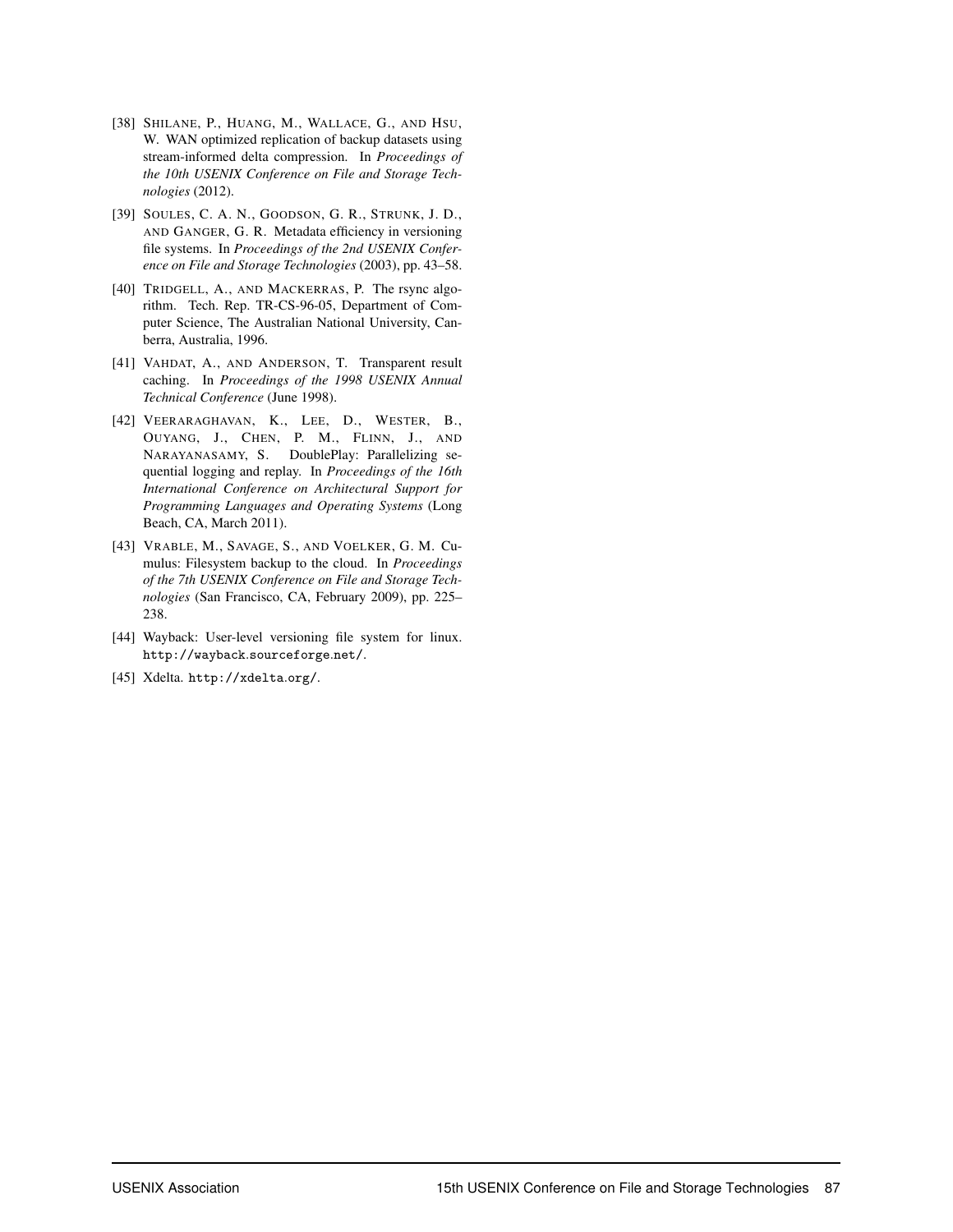[38] Shilane, P., Huang, M., Wallace, G., and Hsu, W. WAN optimized replication of backup datasets using stream-informed delta compression. In *Proceedings of the 10th USENIX Conference on File and Storage Technologies* (2012).

[39] Soules, C. A. N., Goodson, G. R., Strunk, J. D., and Ganger, G. R. Metadata efficiency in versioning file systems. In *Proceedings of the 2nd USENIX Conference on File and Storage Technologies* (2003), pp. 43–58.

[40] Tridgell, A., and Mackerras, P. The rsync algorithm. Tech. Rep. TR-CS-96-05, Department of Computer Science, The Australian National University, Canberra, Australia, 1996.

[41] Vahdat, A., and Anderson, T. Transparent result caching. In *Proceedings of the 1998 USENIX Annual Technical Conference* (June 1998).

[42] Veeraraghavan, K., Lee, D., Wester, B., Ouyang, J., Chen, P. M., Flinn, J., and Narayanasamy, S. DoublePlay: Parallelizing sequential logging and replay. In *Proceedings of the 16th International Conference on Architectural Support for Programming Languages and Operating Systems* (Long Beach, CA, March 2011).

[43] Vrable, M., Savage, S., and Voelker, G. M. Cumulus: Filesystem backup to the cloud. In *Proceedings of the 7th USENIX Conference on File and Storage Technologies* (San Francisco, CA, February 2009), pp. 225–238.

[44] Wayback: User-level versioning file system for linux. `http://wayback.sourceforge.net/`.

[45] Xdelta. `http://xdelta.org/`.